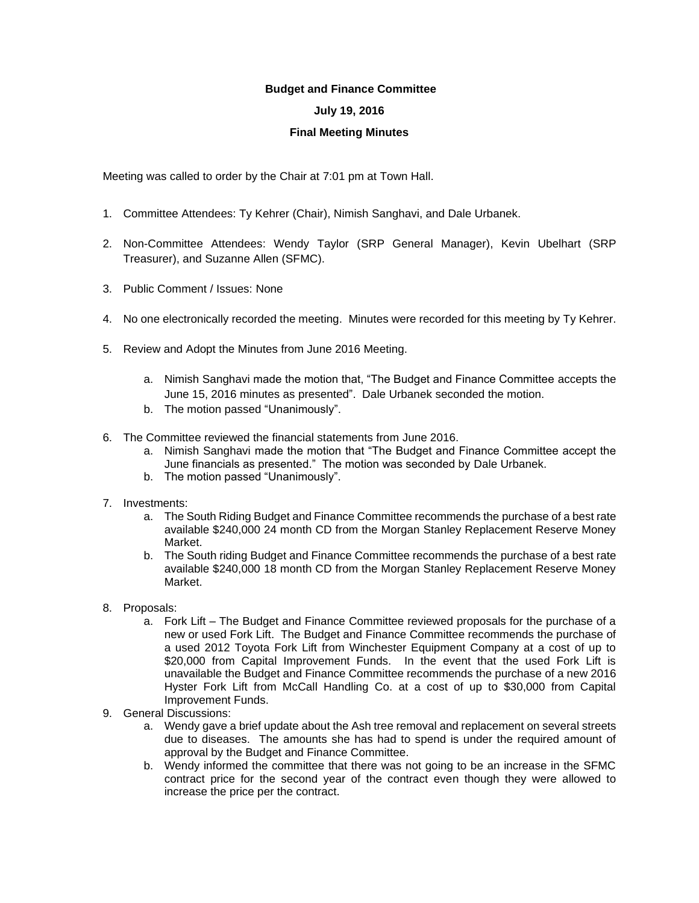**Budget and Finance Committee**

**July 19, 2016**

**Final Meeting Minutes**

Meeting was called to order by the Chair at 7:01 pm at Town Hall.

1. Committee Attendees: Ty Kehrer (Chair), Nimish Sanghavi, and Dale Urbanek.

2. Non-Committee Attendees: Wendy Taylor (SRP General Manager), Kevin Ubelhart (SRP Treasurer), and Suzanne Allen (SFMC).

3. Public Comment / Issues: None

4. No one electronically recorded the meeting. Minutes were recorded for this meeting by Ty Kehrer.

5. Review and Adopt the Minutes from June 2016 Meeting.

    a. Nimish Sanghavi made the motion that, "The Budget and Finance Committee accepts the June 15, 2016 minutes as presented". Dale Urbanek seconded the motion.
    b. The motion passed "Unanimously".

6. The Committee reviewed the financial statements from June 2016.
    a. Nimish Sanghavi made the motion that "The Budget and Finance Committee accept the June financials as presented." The motion was seconded by Dale Urbanek.
    b. The motion passed "Unanimously".

7. Investments:
    a. The South Riding Budget and Finance Committee recommends the purchase of a best rate available $240,000 24 month CD from the Morgan Stanley Replacement Reserve Money Market.
    b. The South riding Budget and Finance Committee recommends the purchase of a best rate available $240,000 18 month CD from the Morgan Stanley Replacement Reserve Money Market.

8. Proposals:
    a. Fork Lift – The Budget and Finance Committee reviewed proposals for the purchase of a new or used Fork Lift. The Budget and Finance Committee recommends the purchase of a used 2012 Toyota Fork Lift from Winchester Equipment Company at a cost of up to $20,000 from Capital Improvement Funds. In the event that the used Fork Lift is unavailable the Budget and Finance Committee recommends the purchase of a new 2016 Hyster Fork Lift from McCall Handling Co. at a cost of up to $30,000 from Capital Improvement Funds.

9. General Discussions:
    a. Wendy gave a brief update about the Ash tree removal and replacement on several streets due to diseases. The amounts she has had to spend is under the required amount of approval by the Budget and Finance Committee.
    b. Wendy informed the committee that there was not going to be an increase in the SFMC contract price for the second year of the contract even though they were allowed to increase the price per the contract.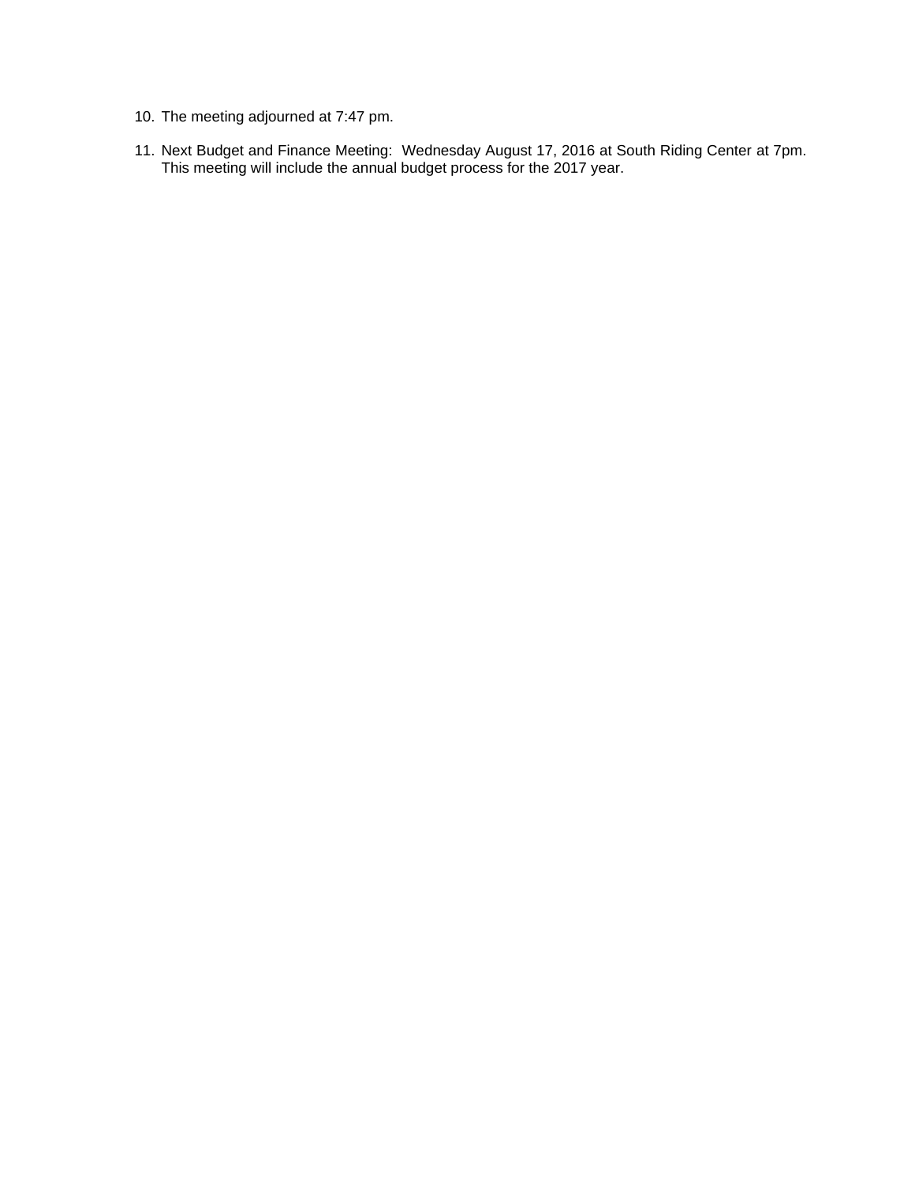10. The meeting adjourned at 7:47 pm.

11. Next Budget and Finance Meeting:  Wednesday August 17, 2016 at South Riding Center at 7pm. This meeting will include the annual budget process for the 2017 year.